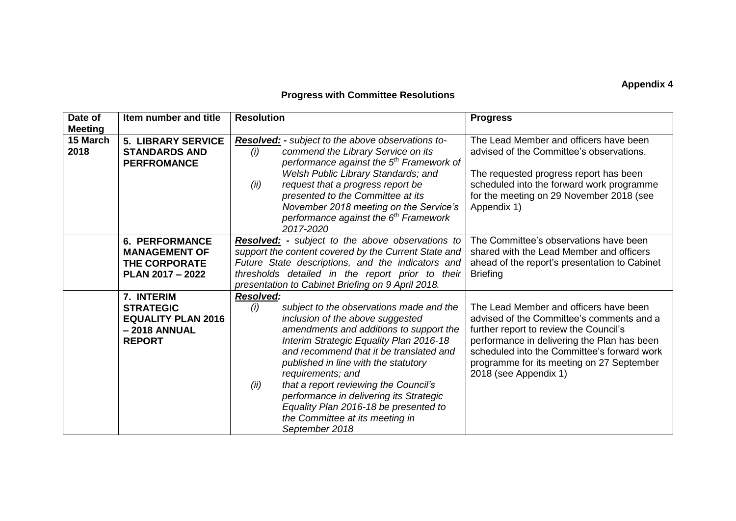**Appendix 4**

## Progress with Committee Resolutions

| Date of Meeting | Item number and title | Resolution | Progress |
|---|---|---|---|
| **15 March 2018** | **5. LIBRARY SERVICE STANDARDS AND PERFROMANCE** | ***Resolved:*** *- subject to the above observations to-* <br> *(i) commend the Library Service on its performance against the 5th Framework of Welsh Public Library Standards; and* <br> *(ii) request that a progress report be presented to the Committee at its November 2018 meeting on the Service's performance against the 6th Framework 2017-2020* | The Lead Member and officers have been advised of the Committee's observations. <br><br> The requested progress report has been scheduled into the forward work programme for the meeting on 29 November 2018 (see Appendix 1) |
| | **6. PERFORMANCE MANAGEMENT OF THE CORPORATE PLAN 2017 – 2022** | ***Resolved:*** *- subject to the above observations to support the content covered by the Current State and Future State descriptions, and the indicators and thresholds detailed in the report prior to their presentation to Cabinet Briefing on 9 April 2018.* | The Committee's observations have been shared with the Lead Member and officers ahead of the report's presentation to Cabinet Briefing |
| | **7. INTERIM STRATEGIC EQUALITY PLAN 2016 – 2018 ANNUAL REPORT** | ***Resolved:*** <br> *(i) subject to the observations made and the inclusion of the above suggested amendments and additions to support the Interim Strategic Equality Plan 2016-18 and recommend that it be translated and published in line with the statutory requirements; and* <br> *(ii) that a report reviewing the Council's performance in delivering its Strategic Equality Plan 2016-18 be presented to the Committee at its meeting in September 2018* | The Lead Member and officers have been advised of the Committee's comments and a further report to review the Council's performance in delivering the Plan has been scheduled into the Committee's forward work programme for its meeting on 27 September 2018 (see Appendix 1) |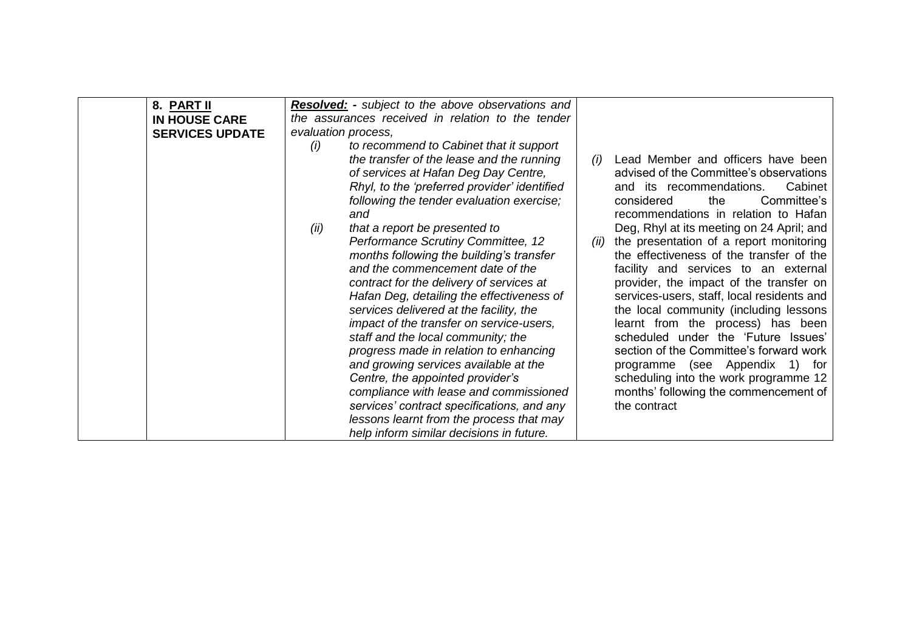| | | | |
|---|---|---|---|
| | 8. **<u>PART II</u>**<br>**IN HOUSE CARE SERVICES UPDATE** | ***<u>Resolved:</u> -*** *subject to the above observations and the assurances received in relation to the tender evaluation process,*<br>*(i) to recommend to Cabinet that it support the transfer of the lease and the running of services at Hafan Deg Day Centre, Rhyl, to the 'preferred provider' identified following the tender evaluation exercise; and*<br>*(ii) that a report be presented to Performance Scrutiny Committee, 12 months following the building's transfer and the commencement date of the contract for the delivery of services at Hafan Deg, detailing the effectiveness of services delivered at the facility, the impact of the transfer on service-users, staff and the local community; the progress made in relation to enhancing and growing services available at the Centre, the appointed provider's compliance with lease and commissioned services' contract specifications, and any lessons learnt from the process that may help inform similar decisions in future.* | *(i)* Lead Member and officers have been advised of the Committee's observations and its recommendations. Cabinet considered the Committee's recommendations in relation to Hafan Deg, Rhyl at its meeting on 24 April; and<br>*(ii)* the presentation of a report monitoring the effectiveness of the transfer of the facility and services to an external provider, the impact of the transfer on services-users, staff, local residents and the local community (including lessons learnt from the process) has been scheduled under the 'Future Issues' section of the Committee's forward work programme (see Appendix 1) for scheduling into the work programme 12 months' following the commencement of the contract |